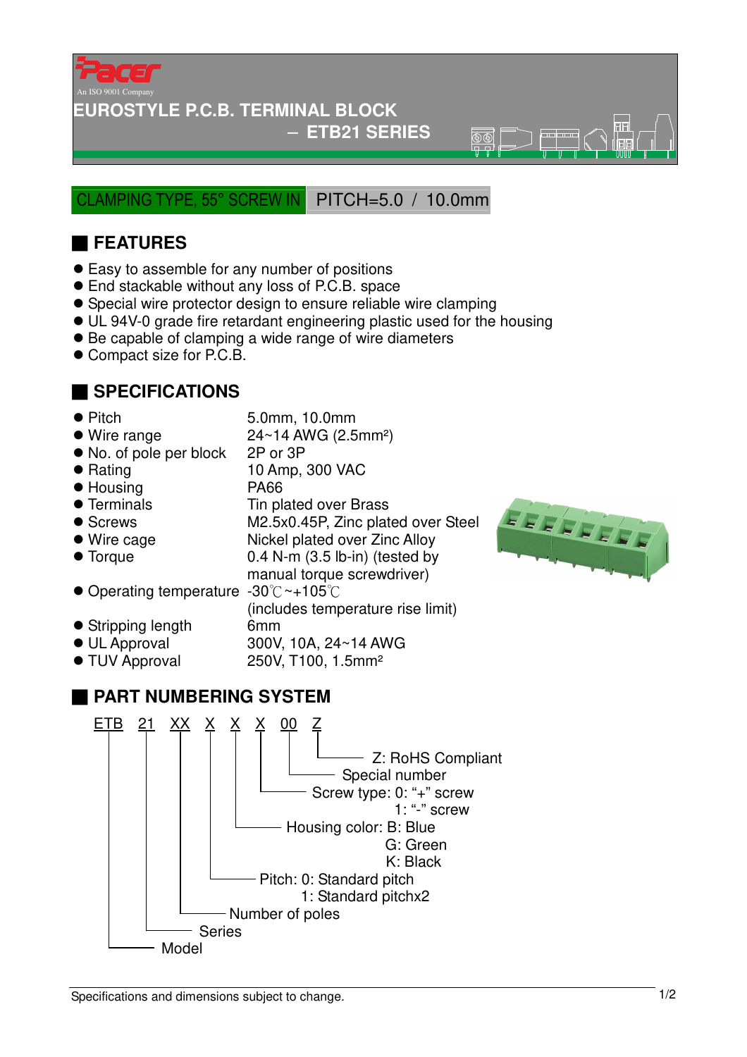Pacer

An ISO 9001 Company

# EUROSTYLE P.C.B. TERMINAL BLOCK

## – ETB21 SERIES

CLAMPING TYPE, 55° SCREW IN | PITCH=5.0 / 10.0mm

## FEATURES

- Easy to assemble for any number of positions
- End stackable without any loss of P.C.B. space
- Special wire protector design to ensure reliable wire clamping
- UL 94V-0 grade fire retardant engineering plastic used for the housing
- Be capable of clamping a wide range of wire diameters
- Compact size for P.C.B.

## SPECIFICATIONS

| | |
|---|---|
| Pitch | 5.0mm, 10.0mm |
| Wire range | 24~14 AWG (2.5mm²) |
| No. of pole per block | 2P or 3P |
| Rating | 10 Amp, 300 VAC |
| Housing | PA66 |
| Terminals | Tin plated over Brass |
| Screws | M2.5x0.45P, Zinc plated over Steel |
| Wire cage | Nickel plated over Zinc Alloy |
| Torque | 0.4 N-m (3.5 lb-in) (tested by manual torque screwdriver) |
| Operating temperature | -30℃~+105℃ (includes temperature rise limit) |
| Stripping length | 6mm |
| UL Approval | 300V, 10A, 24~14 AWG |
| TUV Approval | 250V, T100, 1.5mm² |

## PART NUMBERING SYSTEM

ETB 21 XX X X X 00 Z

- Z: RoHS Compliant
- 00: Special number
- X: Screw type: 0: "+" screw
  1: "-" screw
- X: Housing color: B: Blue
  G: Green
  K: Black
- X: Pitch: 0: Standard pitch
  1: Standard pitchx2
- XX: Number of poles
- 21: Series
- ETB: Model

Specifications and dimensions subject to change.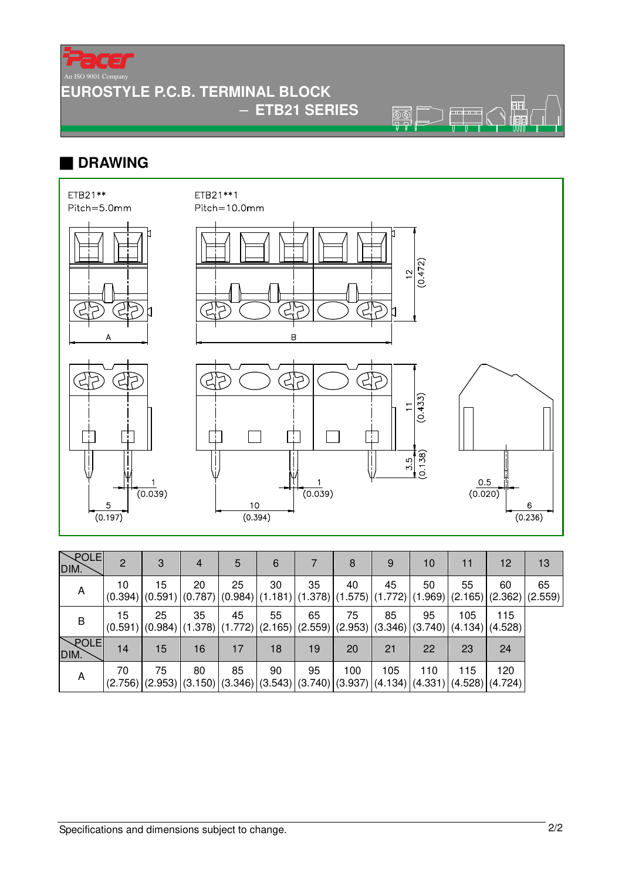# EUROSTYLE P.C.B. TERMINAL BLOCK – ETB21 SERIES

## DRAWING

ETB21**
Pitch=5.0mm

ETB21**1
Pitch=10.0mm

A

B

12 (0.472)

11 (0.433)

3.5 (0.138)

1 (0.039)

5 (0.197)

10 (0.394)

0.5 (0.020)

6 (0.236)

| POLE / DIM. | 2 | 3 | 4 | 5 | 6 | 7 | 8 | 9 | 10 | 11 | 12 | 13 |
|---|---|---|---|---|---|---|---|---|---|---|---|---|
| A | 10 (0.394) | 15 (0.591) | 20 (0.787) | 25 (0.984) | 30 (1.181) | 35 (1.378) | 40 (1.575) | 45 (1.772) | 50 (1.969) | 55 (2.165) | 60 (2.362) | 65 (2.559) |
| B | 15 (0.591) | 25 (0.984) | 35 (1.378) | 45 (1.772) | 55 (2.165) | 65 (2.559) | 75 (2.953) | 85 (3.346) | 95 (3.740) | 105 (4.134) | 115 (4.528) | |
| **POLE / DIM.** | **14** | **15** | **16** | **17** | **18** | **19** | **20** | **21** | **22** | **23** | **24** | |
| A | 70 (2.756) | 75 (2.953) | 80 (3.150) | 85 (3.346) | 90 (3.543) | 95 (3.740) | 100 (3.937) | 105 (4.134) | 110 (4.331) | 115 (4.528) | 120 (4.724) | |

Specifications and dimensions subject to change.